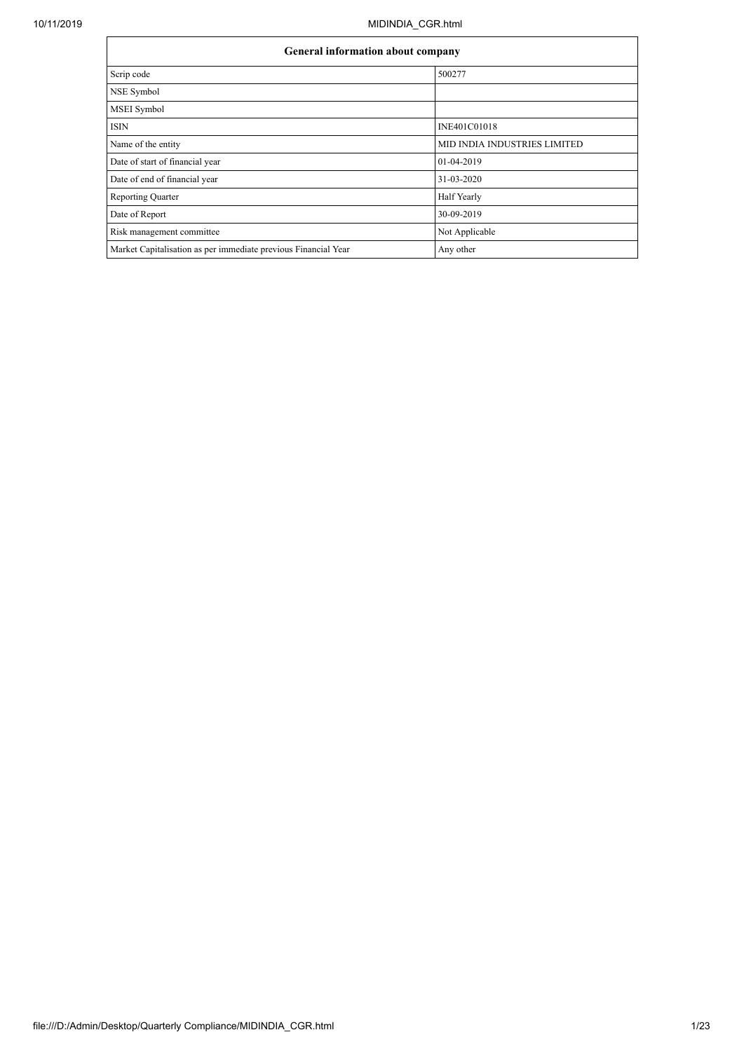| General information about company | |
|---|---|
| Scrip code | 500277 |
| NSE Symbol | |
| MSEI Symbol | |
| ISIN | INE401C01018 |
| Name of the entity | MID INDIA INDUSTRIES LIMITED |
| Date of start of financial year | 01-04-2019 |
| Date of end of financial year | 31-03-2020 |
| Reporting Quarter | Half Yearly |
| Date of Report | 30-09-2019 |
| Risk management committee | Not Applicable |
| Market Capitalisation as per immediate previous Financial Year | Any other |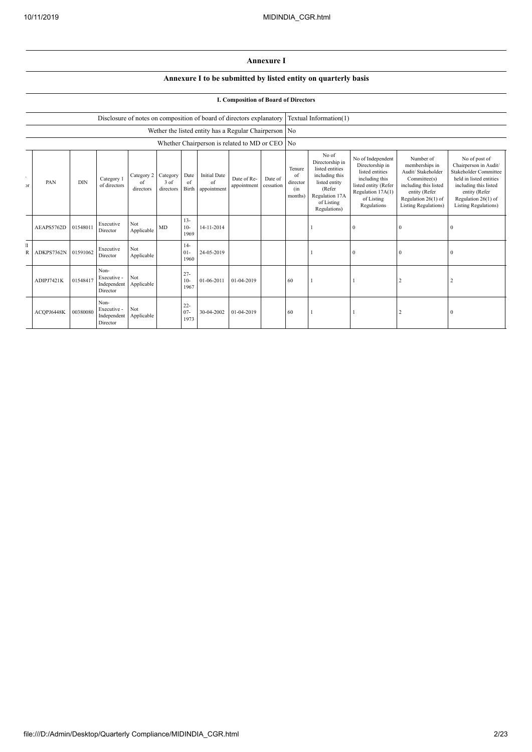# Annexure I

## Annexure I to be submitted by listed entity on quarterly basis

### I. Composition of Board of Directors

| Disclosure of notes on composition of board of directors explanatory | Textual Information(1) |
|---|---|
| Wether the listed entity has a Regular Chairperson | No |
| Whether Chairperson is related to MD or CEO | No |

| or | PAN | DIN | Category 1 of directors | Category 2 of directors | Category 3 of directors | Date of Birth | Initial Date of appointment | Date of Re-appointment | Date of cessation | Tenure of director (in months) | No of Directorship in listed entities including this listed entity (Refer Regulation 17A of Listing Regulations) | No of Independent Directorship in listed entities including this listed entity (Refer Regulation 17A(1) of Listing Regulations | Number of memberships in Audit/ Stakeholder Committee(s) including this listed entity (Refer Regulation 26(1) of Listing Regulations) | No of post of Chairperson in Audit/ Stakeholder Committee held in listed entities including this listed entity (Refer Regulation 26(1) of Listing Regulations) |
|---|---|---|---|---|---|---|---|---|---|---|---|---|---|---|
| | AEAPS5762D | 01548011 | Executive Director | Not Applicable | MD | 13-10-1969 | 14-11-2014 | | | | 1 | 0 | 0 | 0 |
| ll R | ADKPS7362N | 01591062 | Executive Director | Not Applicable | | 14-01-1960 | 24-05-2019 | | | | 1 | 0 | 0 | 0 |
| | ADIPJ7421K | 01548417 | Non-Executive - Independent Director | Not Applicable | | 27-10-1967 | 01-06-2011 | 01-04-2019 | | 60 | 1 | 1 | 2 | 2 |
| | ACQPJ6448K | 00380080 | Non-Executive - Independent Director | Not Applicable | | 22-07-1973 | 30-04-2002 | 01-04-2019 | | 60 | 1 | 1 | 2 | 0 |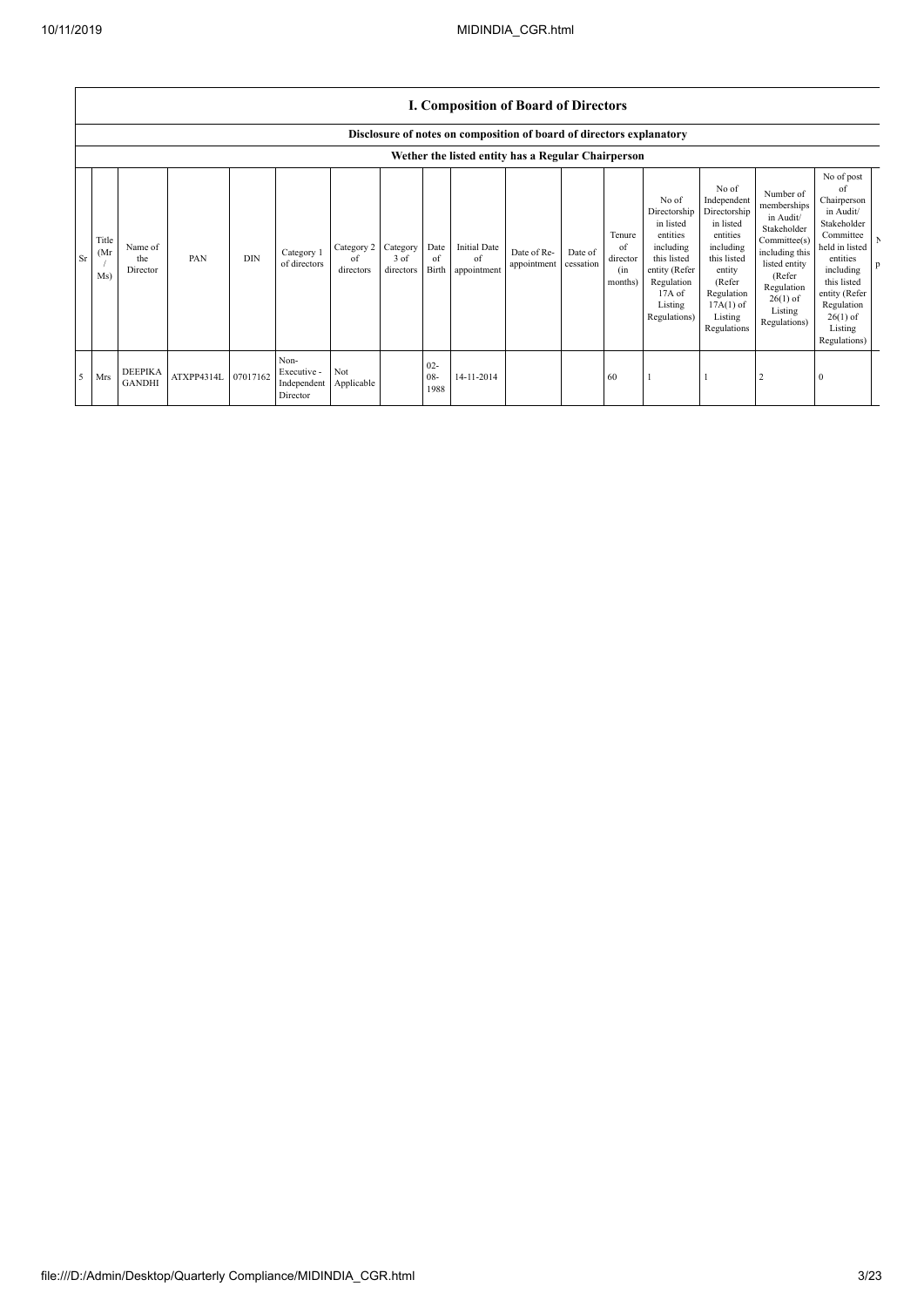## I. Composition of Board of Directors

### Disclosure of notes on composition of board of directors explanatory

### Wether the listed entity has a Regular Chairperson

| Sr | Title (Mr / Ms) | Name of the Director | PAN | DIN | Category 1 of directors | Category 2 of directors | Category 3 of directors | Date of Birth | Initial Date of appointment | Date of Re-appointment | Date of cessation | Tenure of director (in months) | No of Directorship in listed entities including this listed entity (Refer Regulation 17A of Listing Regulations) | No of Independent Directorship in listed entities including this listed entity (Refer Regulation 17A(1) of Listing Regulations | Number of memberships in Audit/ Stakeholder Committee(s) including this listed entity (Refer Regulation 26(1) of Listing Regulations) | No of post of Chairperson in Audit/ Stakeholder Committee held in listed entities including this listed entity (Refer Regulation 26(1) of Listing Regulations) |
|---|---|---|---|---|---|---|---|---|---|---|---|---|---|---|---|---|
| 5 | Mrs | DEEPIKA GANDHI | ATXPP4314L | 07017162 | Non-Executive - Independent Director | Not Applicable | | 02-08-1988 | 14-11-2014 | | | 60 | 1 | 1 | 2 | 0 |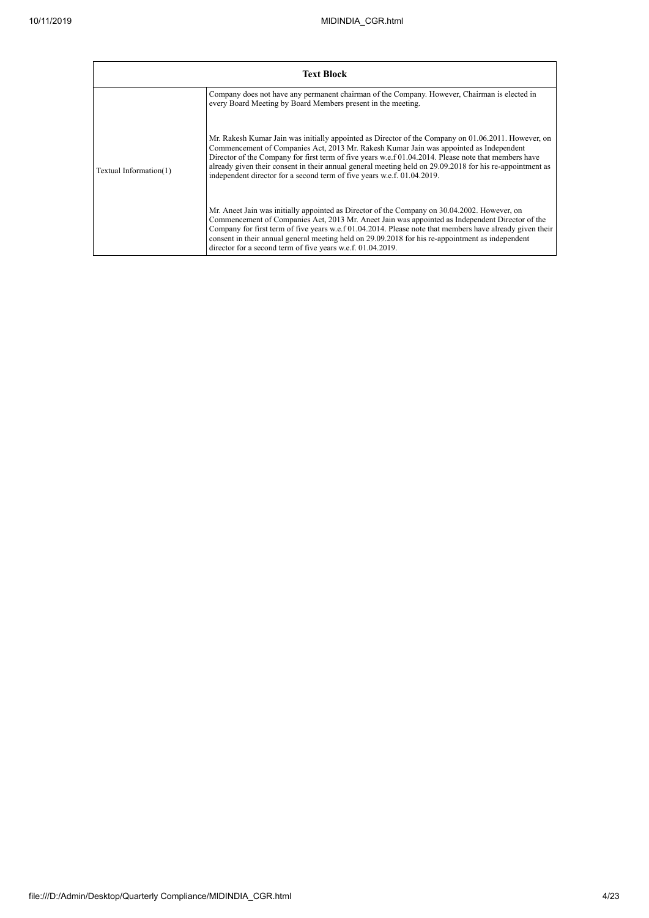| Text Block | |
|---|---|
| Textual Information(1) | Company does not have any permanent chairman of the Company. However, Chairman is elected in every Board Meeting by Board Members present in the meeting.<br><br>Mr. Rakesh Kumar Jain was initially appointed as Director of the Company on 01.06.2011. However, on Commencement of Companies Act, 2013 Mr. Rakesh Kumar Jain was appointed as Independent Director of the Company for first term of five years w.e.f 01.04.2014. Please note that members have already given their consent in their annual general meeting held on 29.09.2018 for his re-appointment as independent director for a second term of five years w.e.f. 01.04.2019.<br><br>Mr. Aneet Jain was initially appointed as Director of the Company on 30.04.2002. However, on Commencement of Companies Act, 2013 Mr. Aneet Jain was appointed as Independent Director of the Company for first term of five years w.e.f 01.04.2014. Please note that members have already given their consent in their annual general meeting held on 29.09.2018 for his re-appointment as independent director for a second term of five years w.e.f. 01.04.2019. |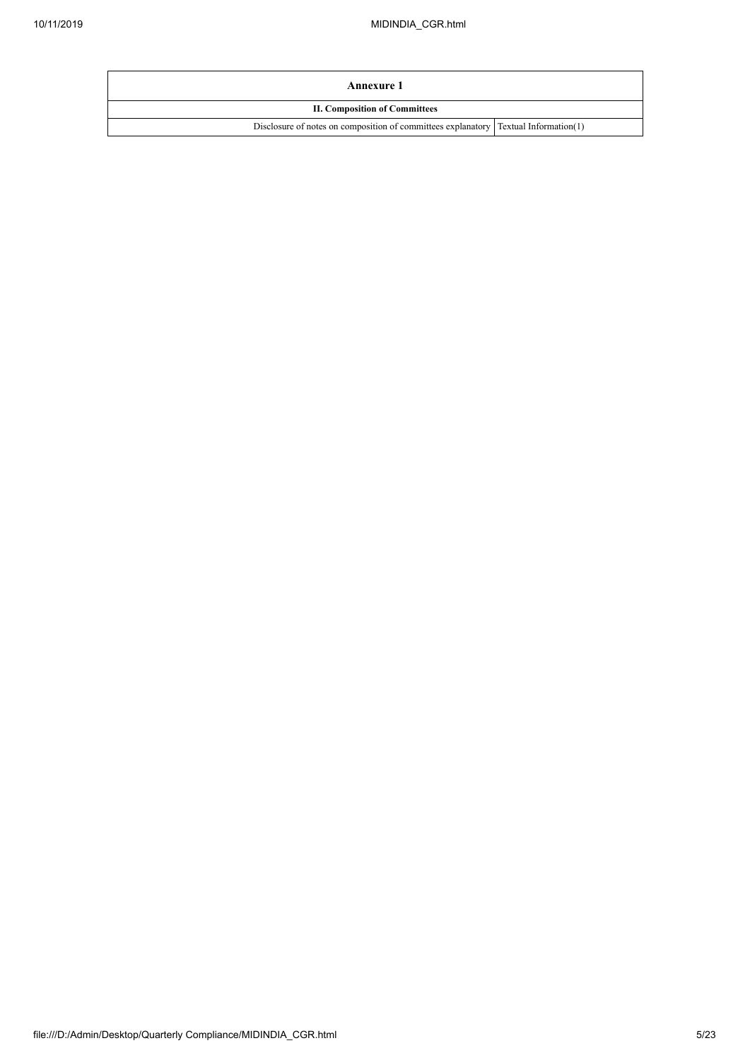| Annexure 1 | |
|---|---|
| **II. Composition of Committees** | |
| Disclosure of notes on composition of committees explanatory | Textual Information(1) |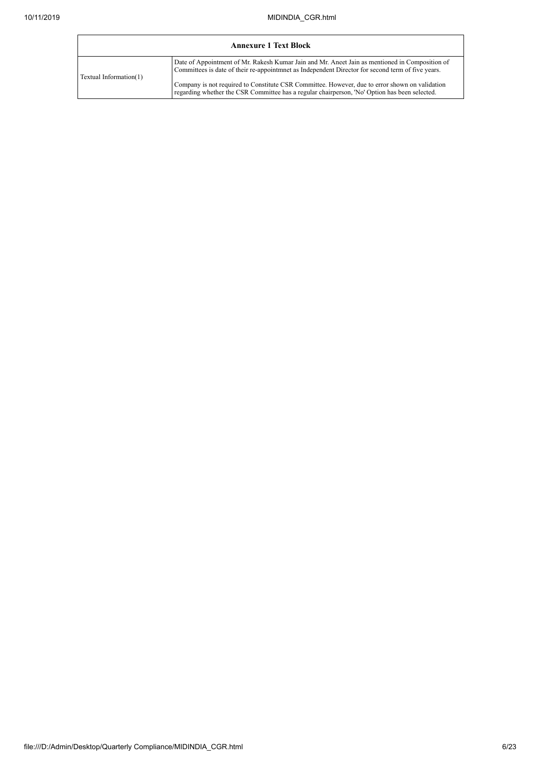| Annexure 1 Text Block | |
|---|---|
| Textual Information(1) | Date of Appointment of Mr. Rakesh Kumar Jain and Mr. Aneet Jain as mentioned in Composition of Committees is date of their re-appointmnet as Independent Director for second term of five years.<br><br>Company is not required to Constitute CSR Committee. However, due to error shown on validation regarding whether the CSR Committee has a regular chairperson, 'No' Option has been selected. |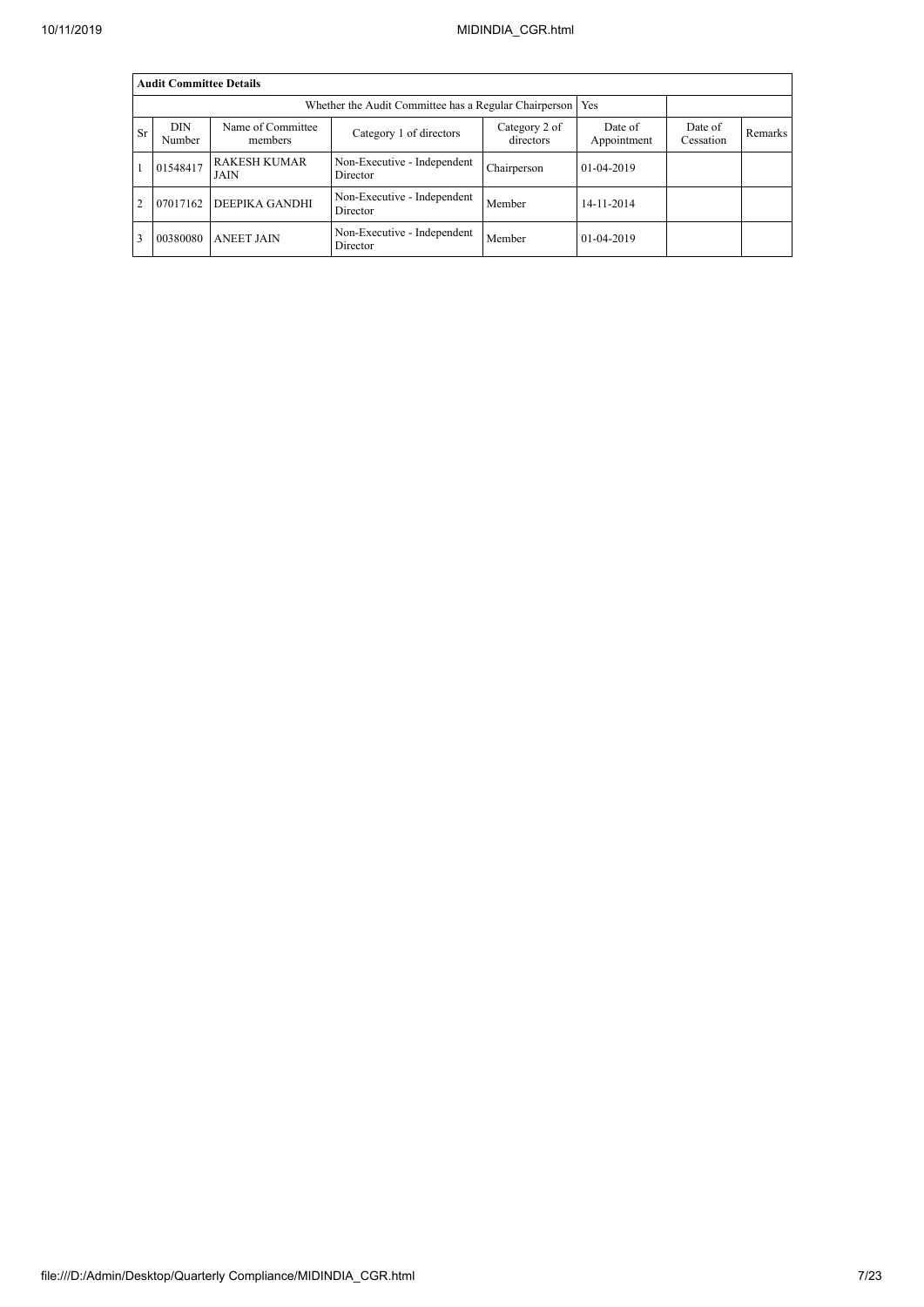| Audit Committee Details | | | | | | | |
|---|---|---|---|---|---|---|---|
| Whether the Audit Committee has a Regular Chairperson | | | | | Yes | | |
| Sr | DIN Number | Name of Committee members | Category 1 of directors | Category 2 of directors | Date of Appointment | Date of Cessation | Remarks |
| 1 | 01548417 | RAKESH KUMAR JAIN | Non-Executive - Independent Director | Chairperson | 01-04-2019 | | |
| 2 | 07017162 | DEEPIKA GANDHI | Non-Executive - Independent Director | Member | 14-11-2014 | | |
| 3 | 00380080 | ANEET JAIN | Non-Executive - Independent Director | Member | 01-04-2019 | | |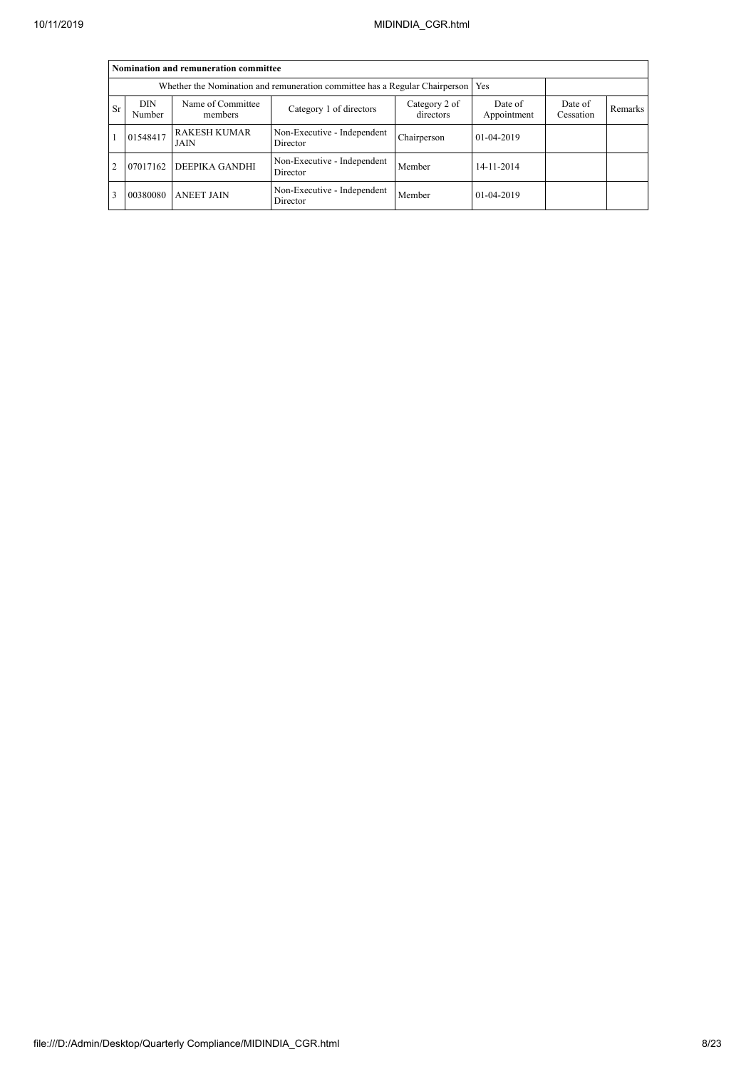| Nomination and remuneration committee | | | | | | | |
|---|---|---|---|---|---|---|---|
| Whether the Nomination and remuneration committee has a Regular Chairperson | | | | | Yes | | |
| Sr | DIN Number | Name of Committee members | Category 1 of directors | Category 2 of directors | Date of Appointment | Date of Cessation | Remarks |
| 1 | 01548417 | RAKESH KUMAR JAIN | Non-Executive - Independent Director | Chairperson | 01-04-2019 | | |
| 2 | 07017162 | DEEPIKA GANDHI | Non-Executive - Independent Director | Member | 14-11-2014 | | |
| 3 | 00380080 | ANEET JAIN | Non-Executive - Independent Director | Member | 01-04-2019 | | |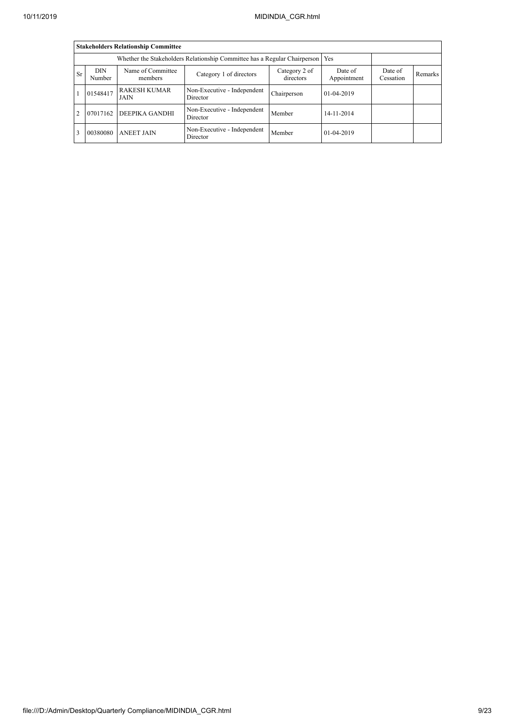| Stakeholders Relationship Committee | | | | | | | |
|---|---|---|---|---|---|---|---|
| Whether the Stakeholders Relationship Committee has a Regular Chairperson | | | | | Yes | | |
| Sr | DIN Number | Name of Committee members | Category 1 of directors | Category 2 of directors | Date of Appointment | Date of Cessation | Remarks |
| 1 | 01548417 | RAKESH KUMAR JAIN | Non-Executive - Independent Director | Chairperson | 01-04-2019 | | |
| 2 | 07017162 | DEEPIKA GANDHI | Non-Executive - Independent Director | Member | 14-11-2014 | | |
| 3 | 00380080 | ANEET JAIN | Non-Executive - Independent Director | Member | 01-04-2019 | | |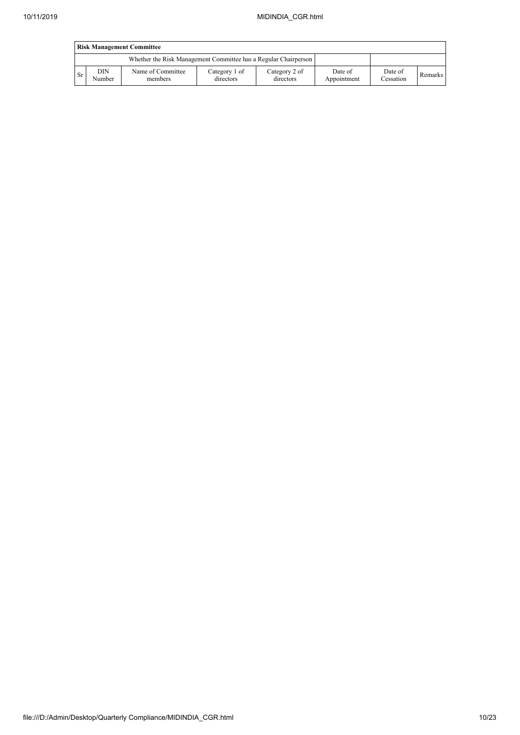| Risk Management Committee | | | | | | | |
|---|---|---|---|---|---|---|---|
| Whether the Risk Management Committee has a Regular Chairperson | | | | | | | |
| Sr | DIN Number | Name of Committee members | Category 1 of directors | Category 2 of directors | Date of Appointment | Date of Cessation | Remarks |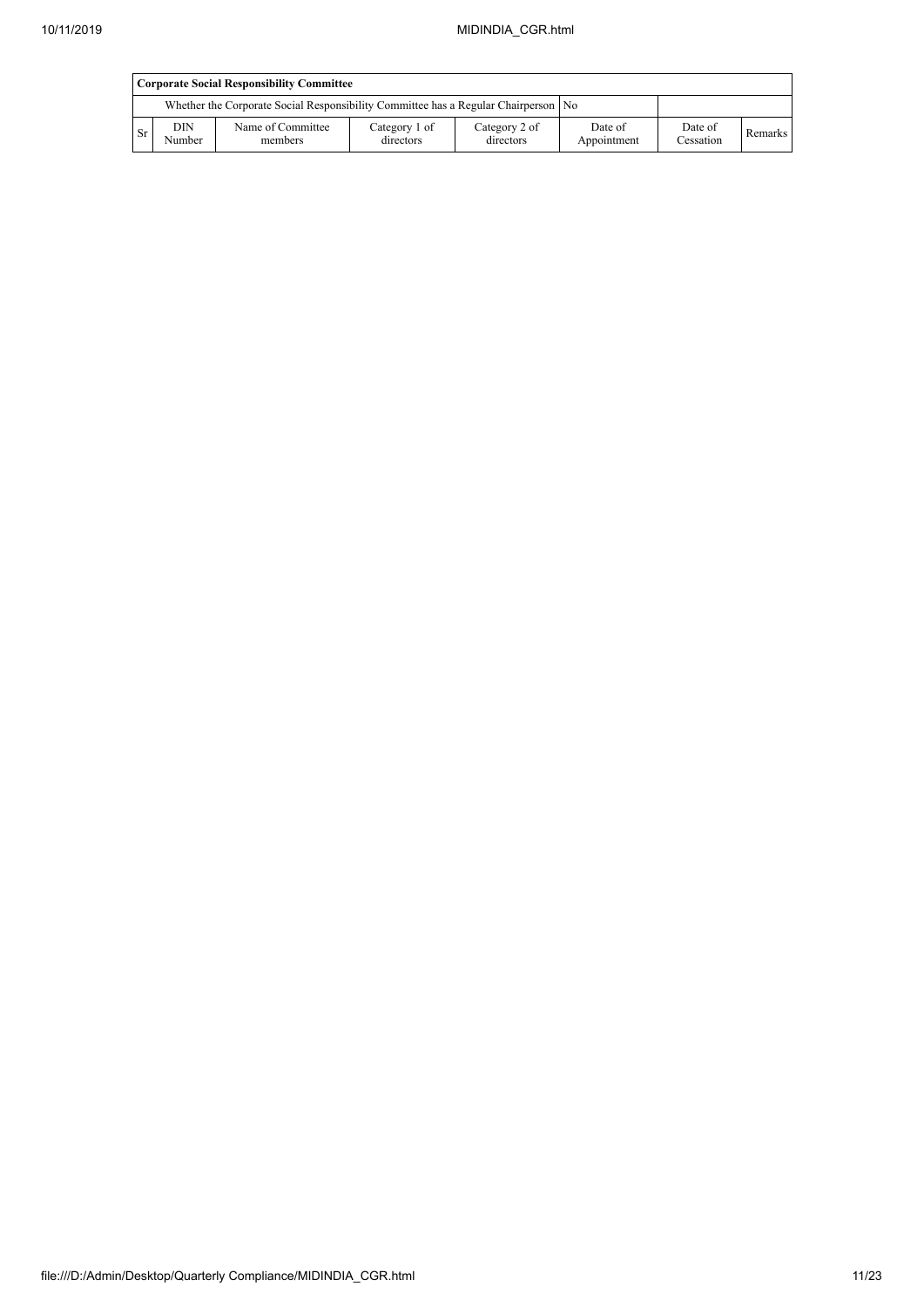| Corporate Social Responsibility Committee | | | | | | | |
|---|---|---|---|---|---|---|---|
| Whether the Corporate Social Responsibility Committee has a Regular Chairperson | | | | | No | | |
| Sr | DIN Number | Name of Committee members | Category 1 of directors | Category 2 of directors | Date of Appointment | Date of Cessation | Remarks |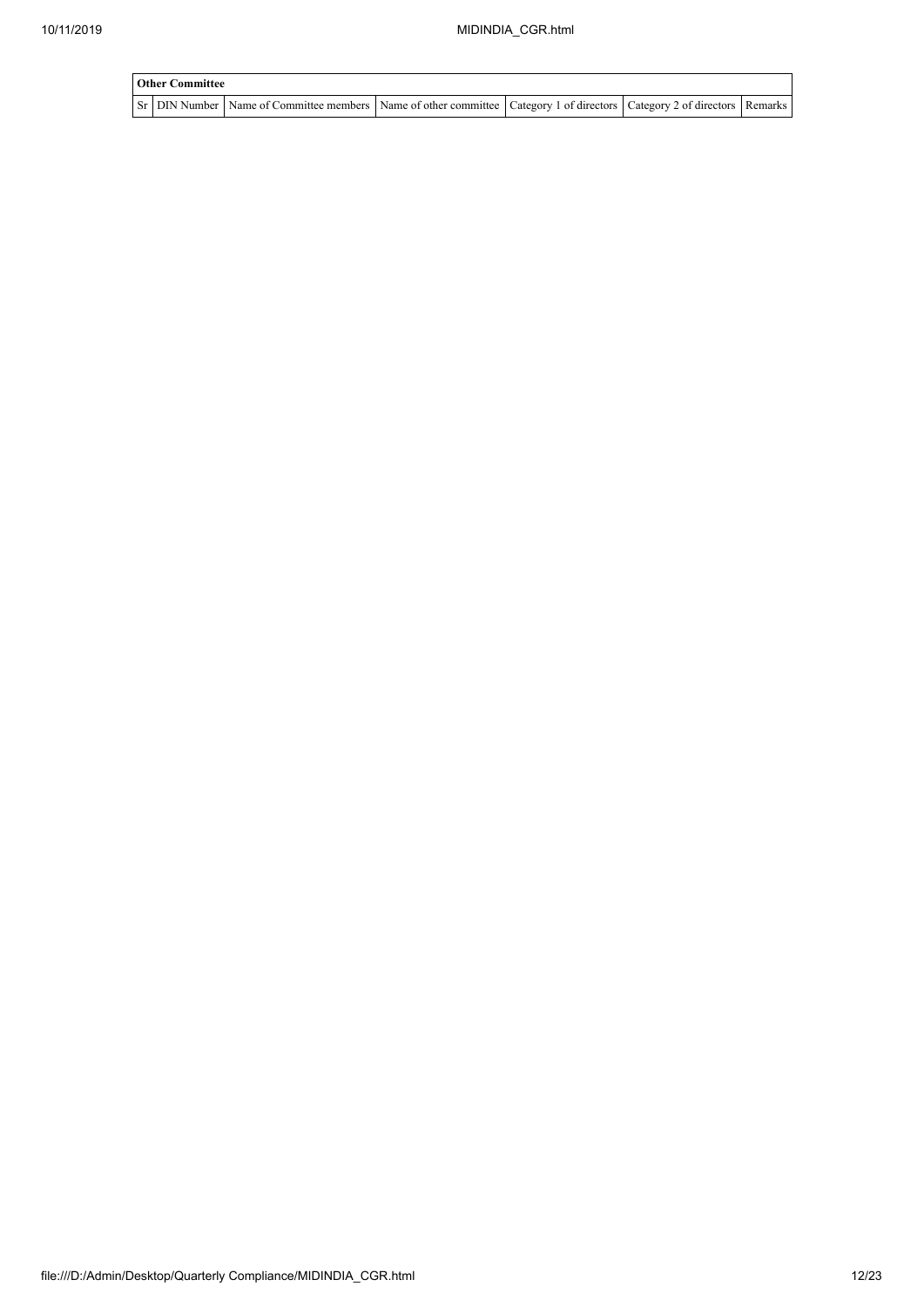| Other Committee | | | | | | |
|---|---|---|---|---|---|---|
| Sr | DIN Number | Name of Committee members | Name of other committee | Category 1 of directors | Category 2 of directors | Remarks |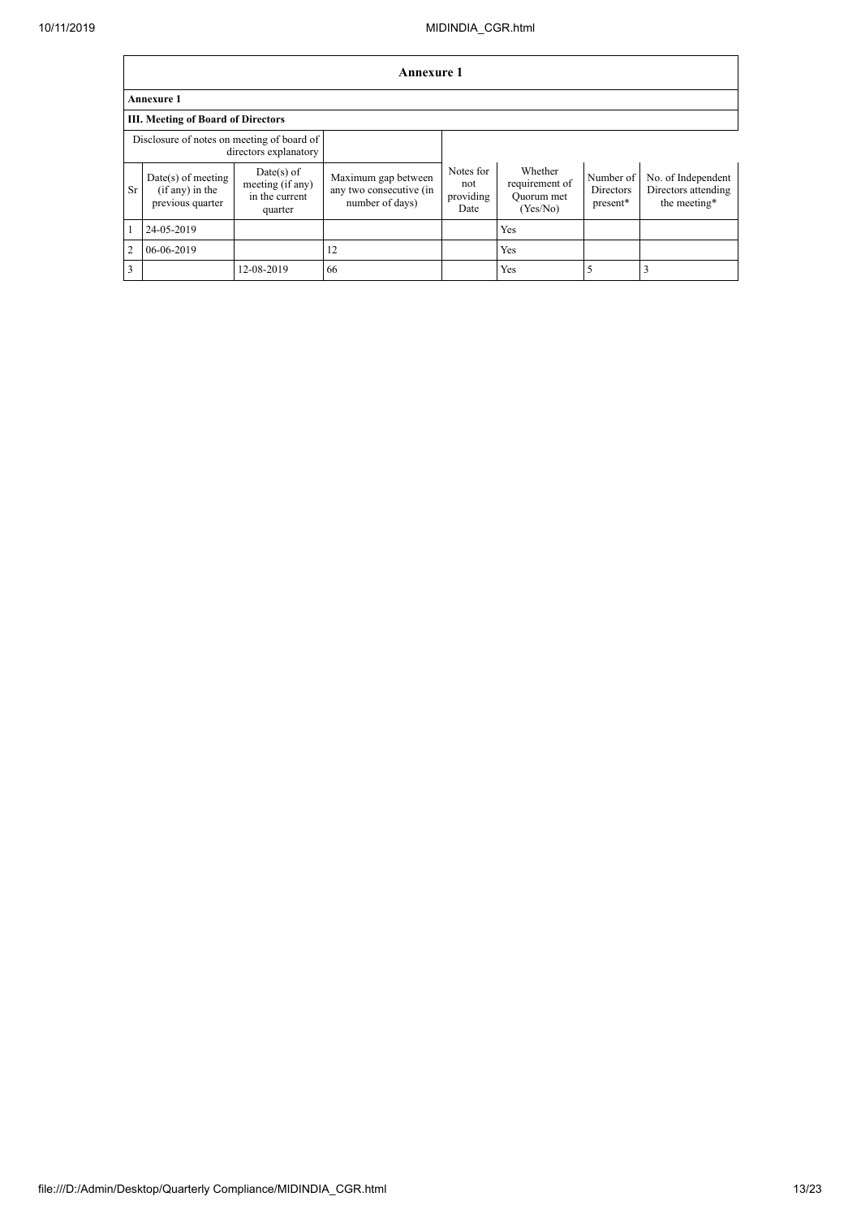## Annexure 1

**Annexure 1**

**III. Meeting of Board of Directors**

| Disclosure of notes on meeting of board of directors explanatory | | | | | | | |
|---|---|---|---|---|---|---|---|
| Sr | Date(s) of meeting (if any) in the previous quarter | Date(s) of meeting (if any) in the current quarter | Maximum gap between any two consecutive (in number of days) | Notes for not providing Date | Whether requirement of Quorum met (Yes/No) | Number of Directors present* | No. of Independent Directors attending the meeting* |
| 1 | 24-05-2019 | | | | Yes | | |
| 2 | 06-06-2019 | | 12 | | Yes | | |
| 3 | | 12-08-2019 | 66 | | Yes | 5 | 3 |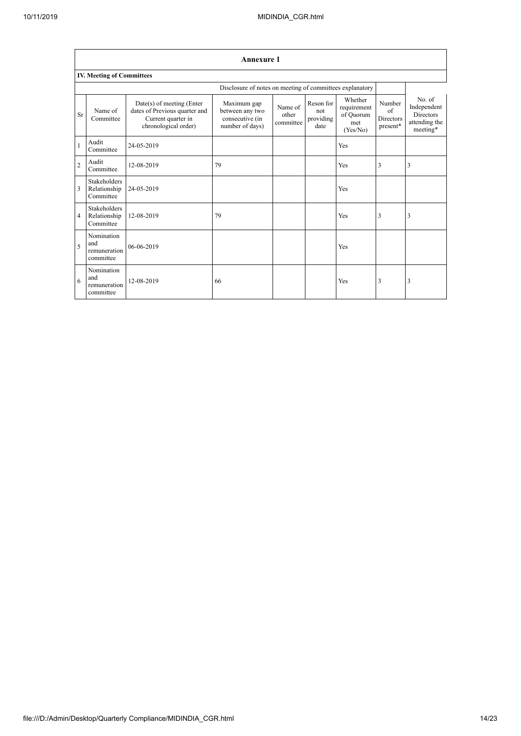## Annexure 1

### IV. Meeting of Committees

| | | | Disclosure of notes on meeting of committees explanatory | | | | | |
|---|---|---|---|---|---|---|---|---|
| Sr | Name of Committee | Date(s) of meeting (Enter dates of Previous quarter and Current quarter in chronological order) | Maximum gap between any two consecutive (in number of days) | Name of other committee | Reson for not providing date | Whether requirement of Quorum met (Yes/No) | Number of Directors present* | No. of Independent Directors attending the meeting* |
| 1 | Audit Committee | 24-05-2019 | | | | Yes | | |
| 2 | Audit Committee | 12-08-2019 | 79 | | | Yes | 3 | 3 |
| 3 | Stakeholders Relationship Committee | 24-05-2019 | | | | Yes | | |
| 4 | Stakeholders Relationship Committee | 12-08-2019 | 79 | | | Yes | 3 | 3 |
| 5 | Nomination and remuneration committee | 06-06-2019 | | | | Yes | | |
| 6 | Nomination and remuneration committee | 12-08-2019 | 66 | | | Yes | 3 | 3 |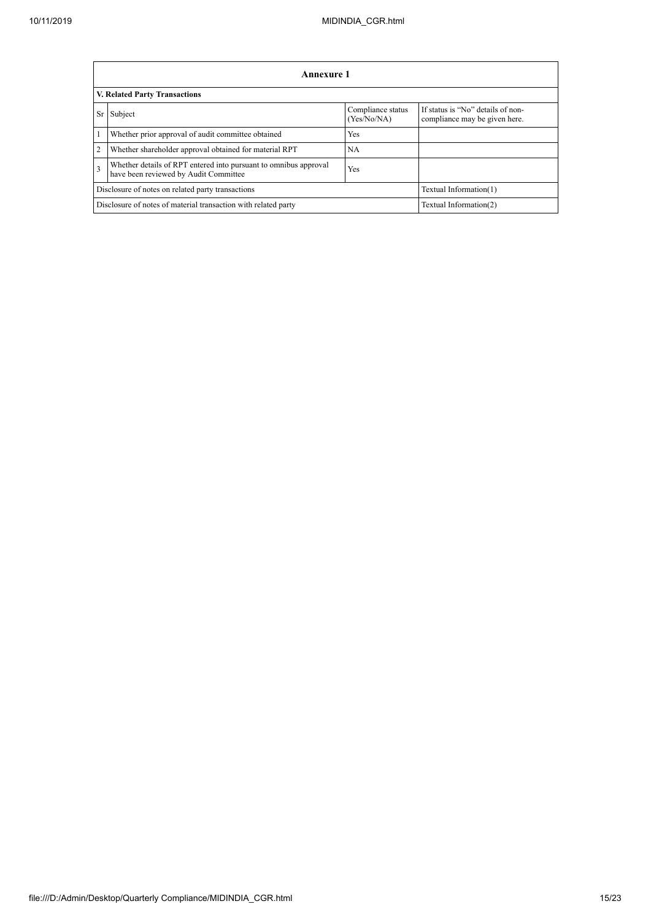| Annexure 1 | | | |
|---|---|---|---|
| **V. Related Party Transactions** | | | |
| Sr | Subject | Compliance status (Yes/No/NA) | If status is "No" details of non-compliance may be given here. |
| 1 | Whether prior approval of audit committee obtained | Yes | |
| 2 | Whether shareholder approval obtained for material RPT | NA | |
| 3 | Whether details of RPT entered into pursuant to omnibus approval have been reviewed by Audit Committee | Yes | |
| Disclosure of notes on related party transactions | | | Textual Information(1) |
| Disclosure of notes of material transaction with related party | | | Textual Information(2) |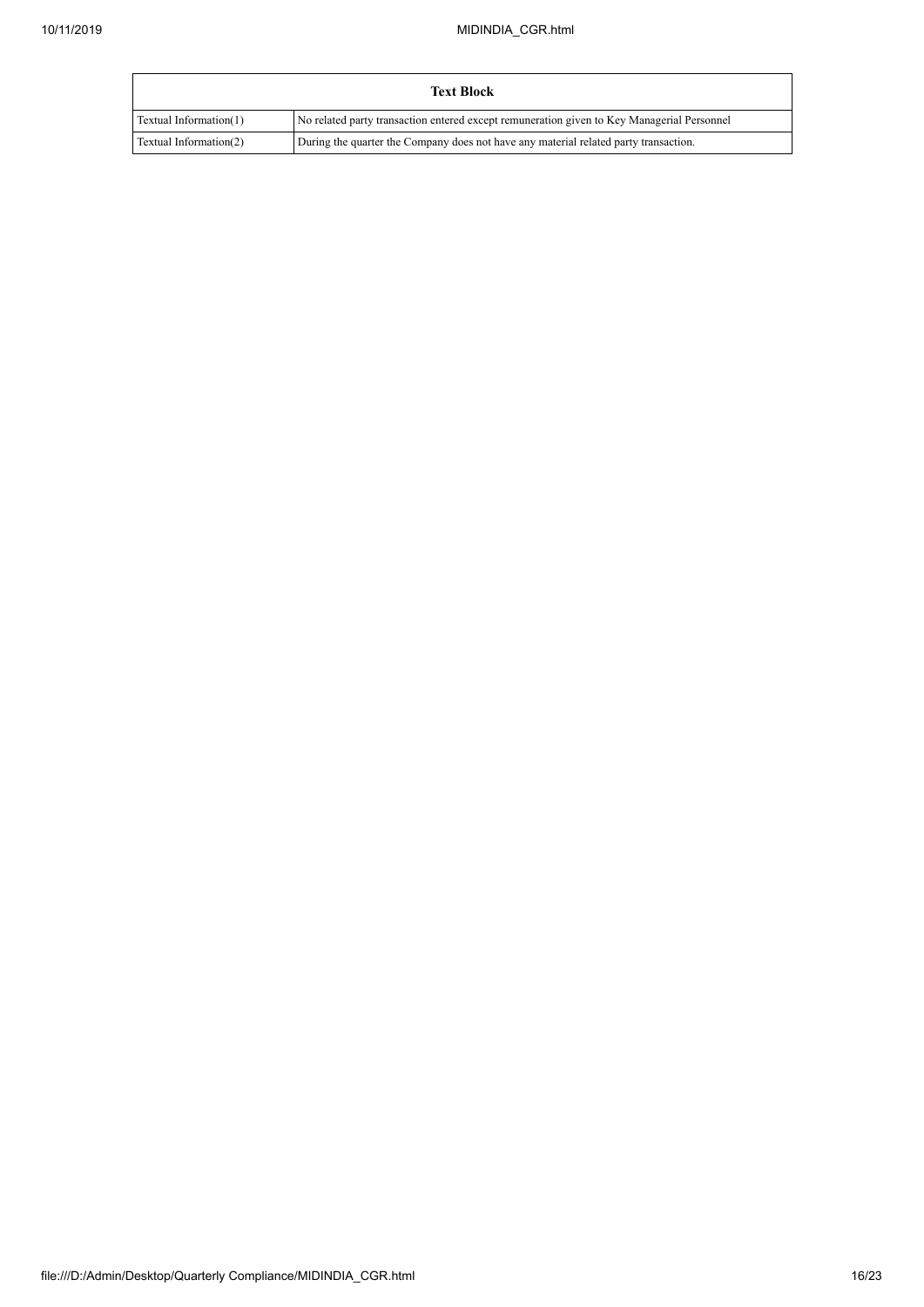| Text Block | |
|---|---|
| Textual Information(1) | No related party transaction entered except remuneration given to Key Managerial Personnel |
| Textual Information(2) | During the quarter the Company does not have any material related party transaction. |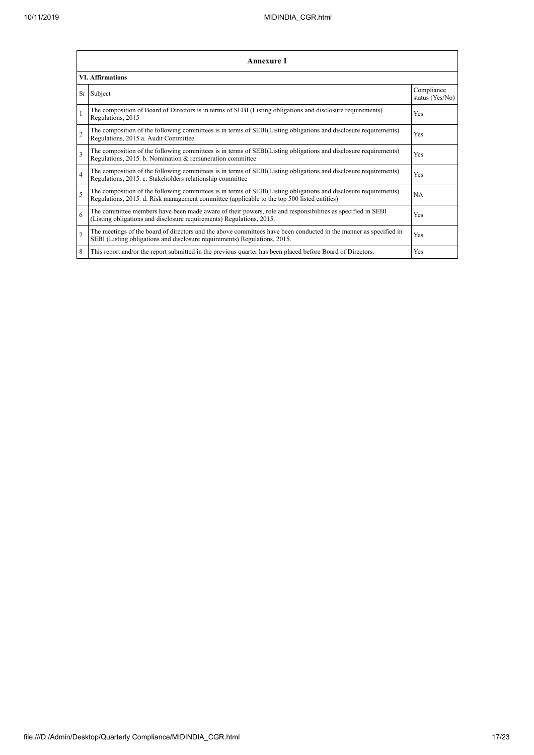| Annexure 1 | | |
|---|---|---|
| **VI. Affirmations** | | |
| Sr | Subject | Compliance status (Yes/No) |
| 1 | The composition of Board of Directors is in terms of SEBI (Listing obligations and disclosure requirements) Regulations, 2015 | Yes |
| 2 | The composition of the following committees is in terms of SEBI(Listing obligations and disclosure requirements) Regulations, 2015 a. Audit Committee | Yes |
| 3 | The composition of the following committees is in terms of SEBI(Listing obligations and disclosure requirements) Regulations, 2015. b. Nomination & remuneration committee | Yes |
| 4 | The composition of the following committees is in terms of SEBI(Listing obligations and disclosure requirements) Regulations, 2015. c. Stakeholders relationship committee | Yes |
| 5 | The composition of the following committees is in terms of SEBI(Listing obligations and disclosure requirements) Regulations, 2015. d. Risk management committee (applicable to the top 500 listed entities) | NA |
| 6 | The committee members have been made aware of their powers, role and responsibilities as specified in SEBI (Listing obligations and disclosure requirements) Regulations, 2015. | Yes |
| 7 | The meetings of the board of directors and the above committees have been conducted in the manner as specified in SEBI (Listing obligations and disclosure requirements) Regulations, 2015. | Yes |
| 8 | This report and/or the report submitted in the previous quarter has been placed before Board of Directors. | Yes |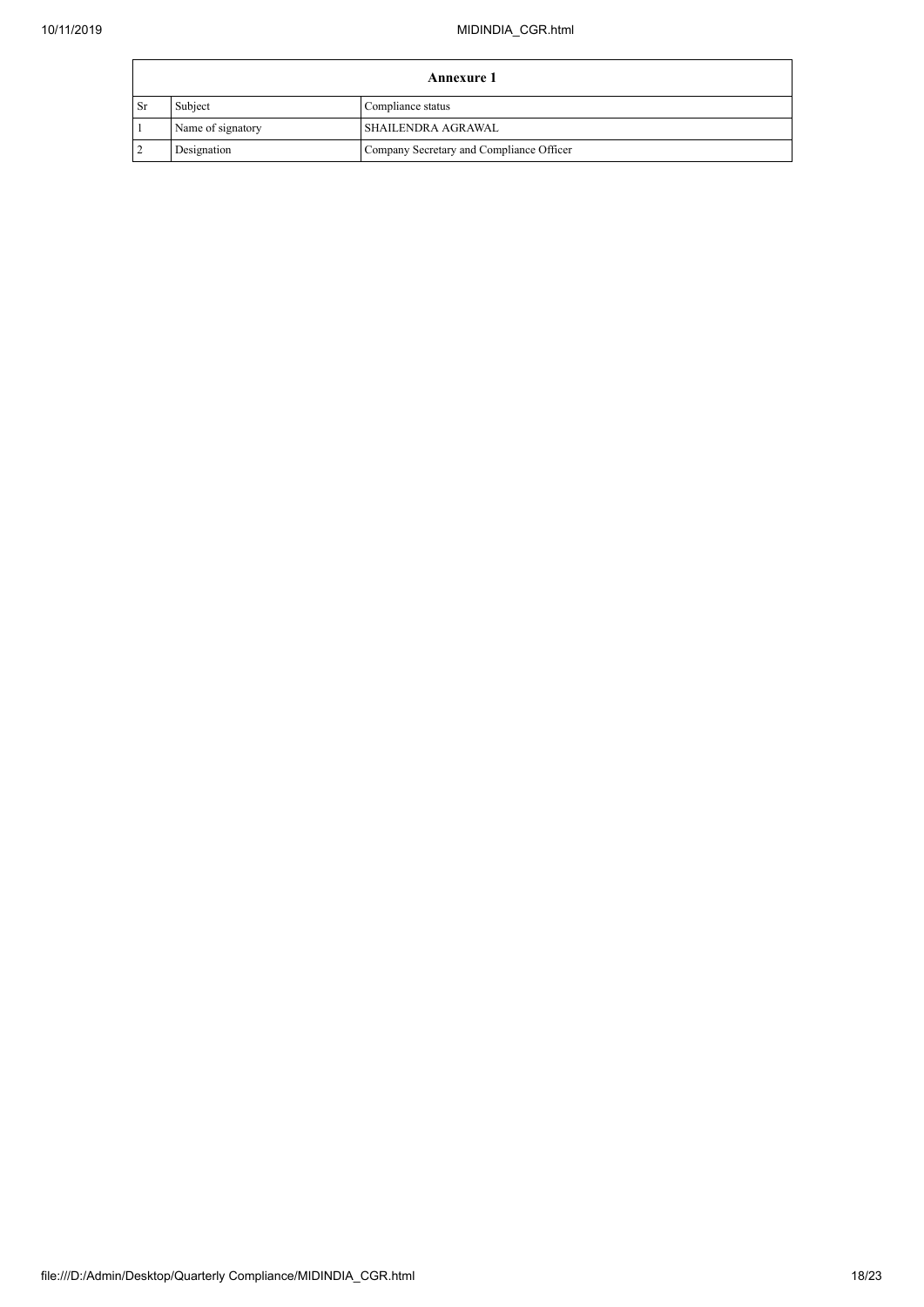| Annexure 1 | | |
|---|---|---|
| Sr | Subject | Compliance status |
| 1 | Name of signatory | SHAILENDRA AGRAWAL |
| 2 | Designation | Company Secretary and Compliance Officer |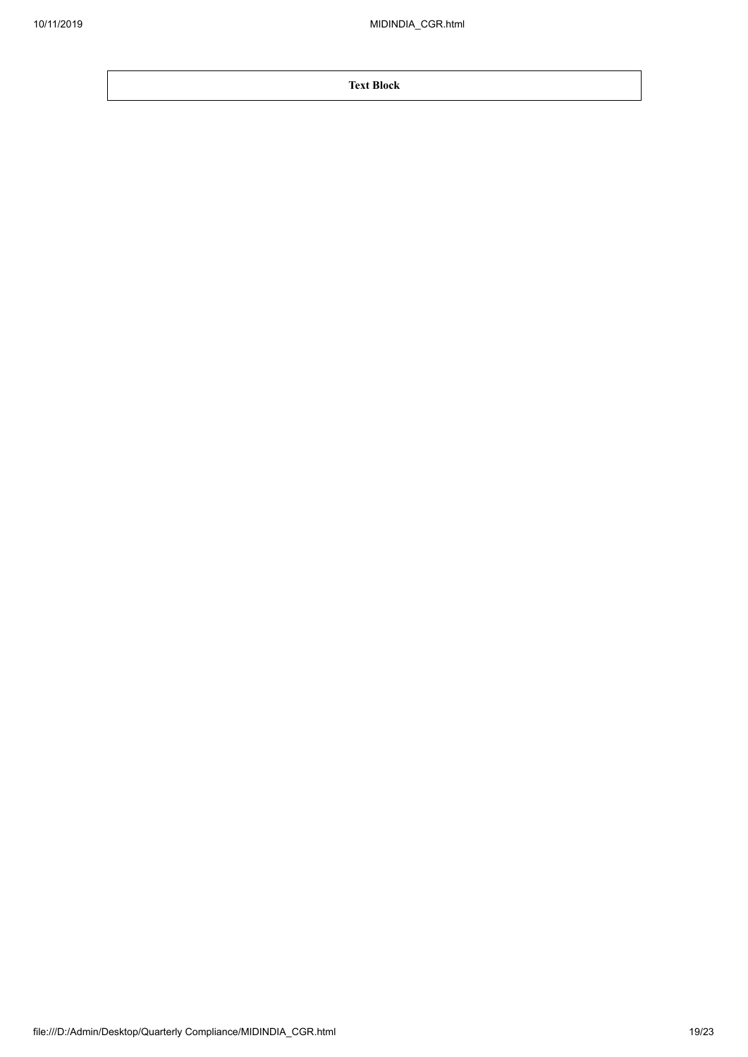| Text Block |
| --- |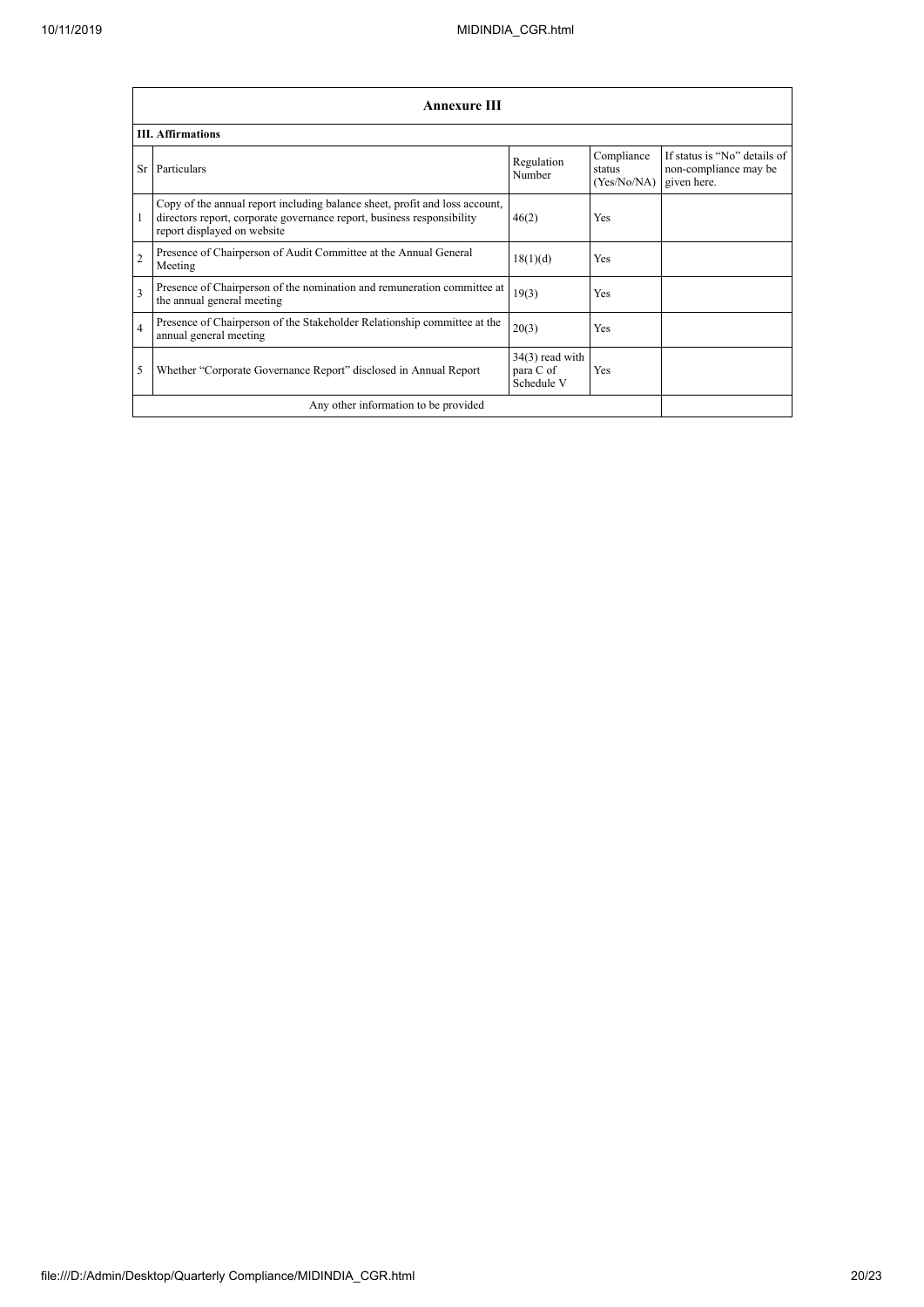## Annexure III

### III. Affirmations

| Sr | Particulars | Regulation Number | Compliance status (Yes/No/NA) | If status is "No" details of non-compliance may be given here. |
|---|---|---|---|---|
| 1 | Copy of the annual report including balance sheet, profit and loss account, directors report, corporate governance report, business responsibility report displayed on website | 46(2) | Yes | |
| 2 | Presence of Chairperson of Audit Committee at the Annual General Meeting | 18(1)(d) | Yes | |
| 3 | Presence of Chairperson of the nomination and remuneration committee at the annual general meeting | 19(3) | Yes | |
| 4 | Presence of Chairperson of the Stakeholder Relationship committee at the annual general meeting | 20(3) | Yes | |
| 5 | Whether "Corporate Governance Report" disclosed in Annual Report | 34(3) read with para C of Schedule V | Yes | |
| | Any other information to be provided | | | |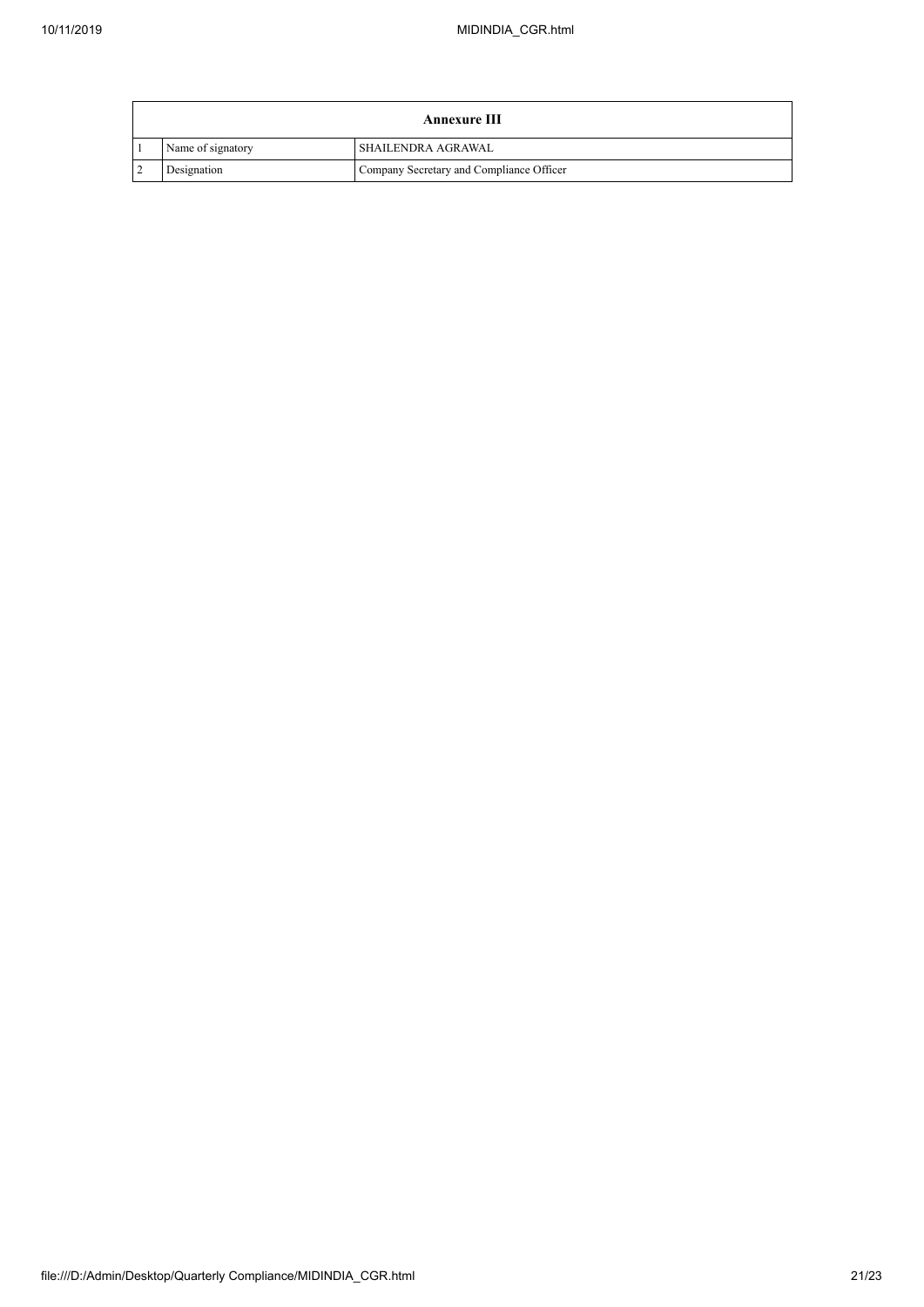| Annexure III | | |
|---|---|---|
| 1 | Name of signatory | SHAILENDRA AGRAWAL |
| 2 | Designation | Company Secretary and Compliance Officer |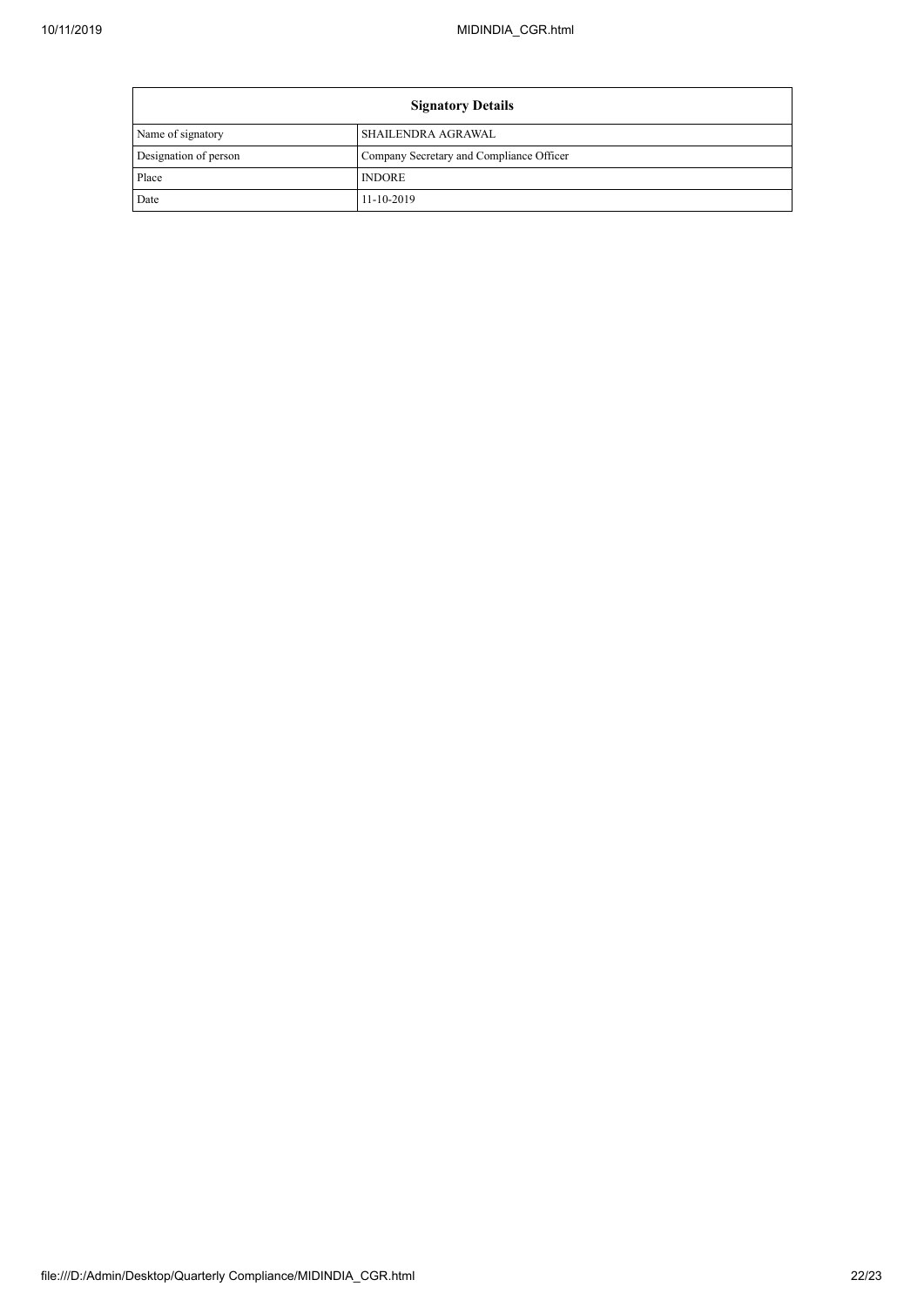| Signatory Details | |
|---|---|
| Name of signatory | SHAILENDRA AGRAWAL |
| Designation of person | Company Secretary and Compliance Officer |
| Place | INDORE |
| Date | 11-10-2019 |